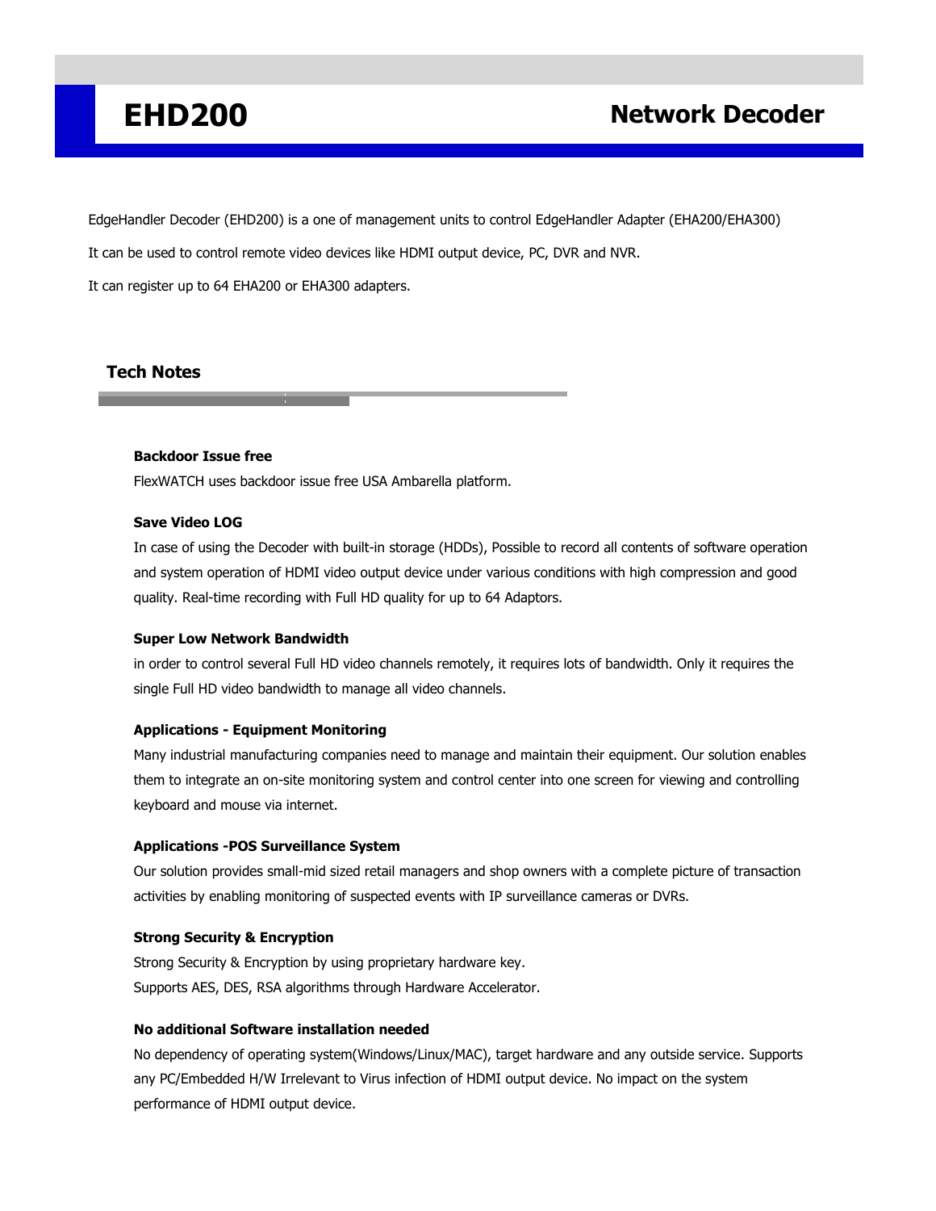# EHD200 Network Decoder

EdgeHandler Decoder (EHD200) is a one of management units to control EdgeHandler Adapter (EHA200/EHA300)

It can be used to control remote video devices like HDMI output device, PC, DVR and NVR.

It can register up to 64 EHA200 or EHA300 adapters.

## Tech Notes

**Backdoor Issue free**

FlexWATCH uses backdoor issue free USA Ambarella platform.

**Save Video LOG**

In case of using the Decoder with built-in storage (HDDs), Possible to record all contents of software operation and system operation of HDMI video output device under various conditions with high compression and good quality. Real-time recording with Full HD quality for up to 64 Adaptors.

**Super Low Network Bandwidth**

in order to control several Full HD video channels remotely, it requires lots of bandwidth. Only it requires the single Full HD video bandwidth to manage all video channels.

**Applications - Equipment Monitoring**

Many industrial manufacturing companies need to manage and maintain their equipment. Our solution enables them to integrate an on-site monitoring system and control center into one screen for viewing and controlling keyboard and mouse via internet.

**Applications -POS Surveillance System**

Our solution provides small-mid sized retail managers and shop owners with a complete picture of transaction activities by enabling monitoring of suspected events with IP surveillance cameras or DVRs.

**Strong Security & Encryption**

Strong Security & Encryption by using proprietary hardware key.
Supports AES, DES, RSA algorithms through Hardware Accelerator.

**No additional Software installation needed**

No dependency of operating system(Windows/Linux/MAC), target hardware and any outside service. Supports any PC/Embedded H/W Irrelevant to Virus infection of HDMI output device. No impact on the system performance of HDMI output device.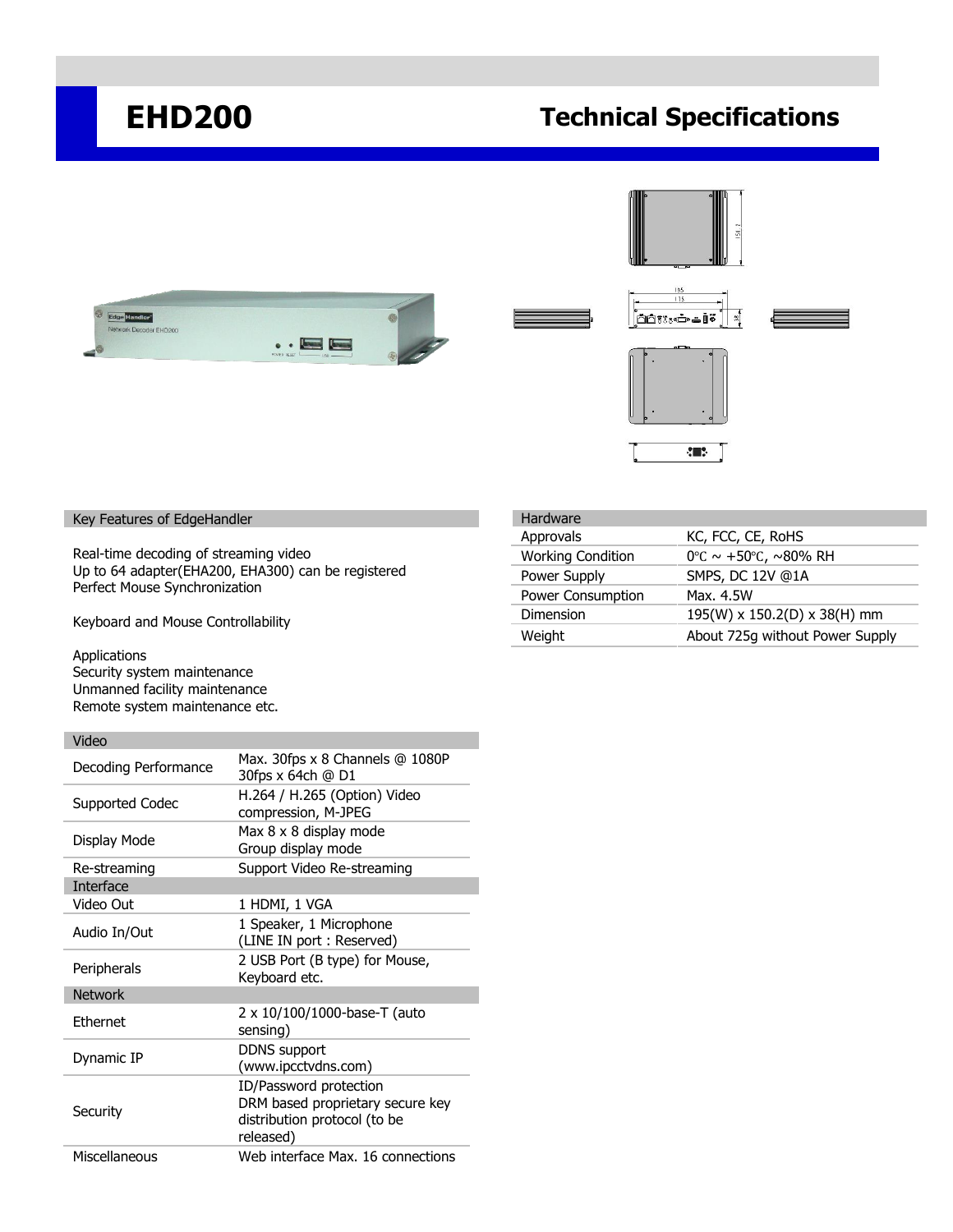# EHD200

## Technical Specifications

| Key Features of EdgeHandler |
|---|

Real-time decoding of streaming video
Up to 64 adapter(EHA200, EHA300) can be registered
Perfect Mouse Synchronization

Keyboard and Mouse Controllability

Applications
Security system maintenance
Unmanned facility maintenance
Remote system maintenance etc.

| Video | |
|---|---|
| Decoding Performance | Max. 30fps x 8 Channels @ 1080P<br>30fps x 64ch @ D1 |
| Supported Codec | H.264 / H.265 (Option) Video compression, M-JPEG |
| Display Mode | Max 8 x 8 display mode<br>Group display mode |
| Re-streaming | Support Video Re-streaming |
| **Interface** | |
| Video Out | 1 HDMI, 1 VGA |
| Audio In/Out | 1 Speaker, 1 Microphone<br>(LINE IN port : Reserved) |
| Peripherals | 2 USB Port (B type) for Mouse, Keyboard etc. |
| **Network** | |
| Ethernet | 2 x 10/100/1000-base-T (auto sensing) |
| Dynamic IP | DDNS support<br>(www.ipcctvdns.com) |
| Security | ID/Password protection<br>DRM based proprietary secure key distribution protocol (to be released) |
| Miscellaneous | Web interface Max. 16 connections |

| Hardware | |
|---|---|
| Approvals | KC, FCC, CE, RoHS |
| Working Condition | 0℃ ~ +50℃, ~80% RH |
| Power Supply | SMPS, DC 12V @1A |
| Power Consumption | Max. 4.5W |
| Dimension | 195(W) x 150.2(D) x 38(H) mm |
| Weight | About 725g without Power Supply |